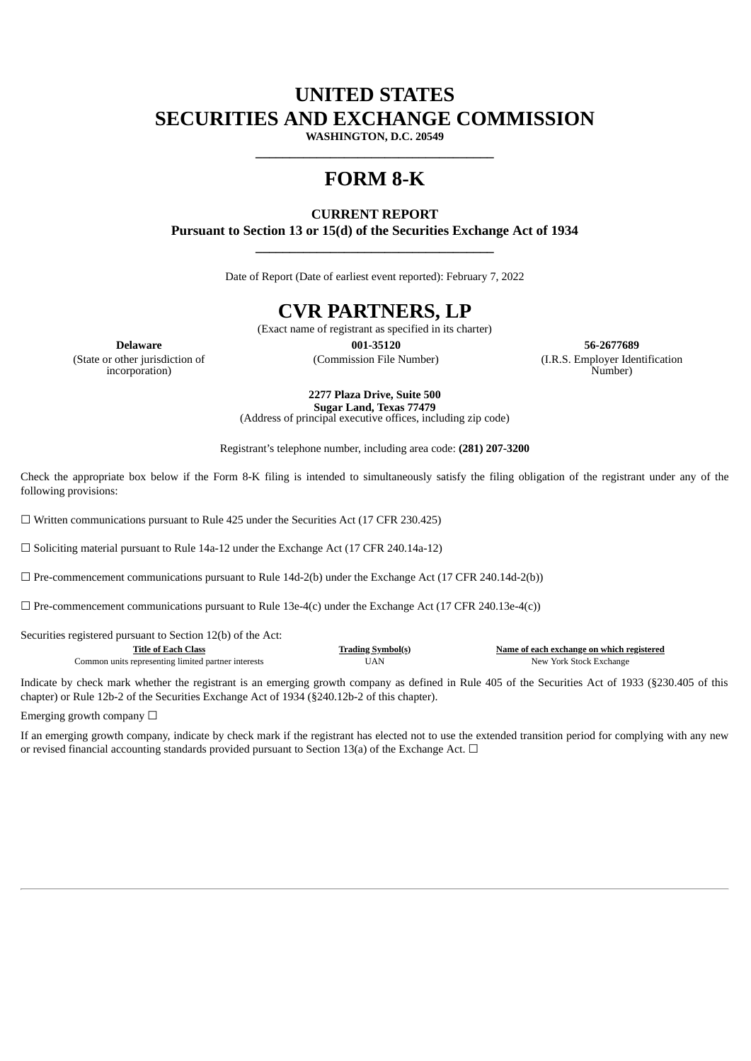# UNITED STATES
# SECURITIES AND EXCHANGE COMMISSION

**WASHINGTON, D.C. 20549**

---

# FORM 8-K

**CURRENT REPORT**
**Pursuant to Section 13 or 15(d) of the Securities Exchange Act of 1934**

---

Date of Report (Date of earliest event reported): February 7, 2022

# CVR PARTNERS, LP

(Exact name of registrant as specified in its charter)

| **Delaware** | **001-35120** | **56-2677689** |
|---|---|---|
| (State or other jurisdiction of incorporation) | (Commission File Number) | (I.R.S. Employer Identification Number) |

**2277 Plaza Drive, Suite 500**
**Sugar Land, Texas 77479**
(Address of principal executive offices, including zip code)

Registrant's telephone number, including area code: **(281) 207-3200**

Check the appropriate box below if the Form 8-K filing is intended to simultaneously satisfy the filing obligation of the registrant under any of the following provisions:

☐ Written communications pursuant to Rule 425 under the Securities Act (17 CFR 230.425)

☐ Soliciting material pursuant to Rule 14a-12 under the Exchange Act (17 CFR 240.14a-12)

☐ Pre-commencement communications pursuant to Rule 14d-2(b) under the Exchange Act (17 CFR 240.14d-2(b))

☐ Pre-commencement communications pursuant to Rule 13e-4(c) under the Exchange Act (17 CFR 240.13e-4(c))

Securities registered pursuant to Section 12(b) of the Act:

| Title of Each Class | Trading Symbol(s) | Name of each exchange on which registered |
|---|---|---|
| Common units representing limited partner interests | UAN | New York Stock Exchange |

Indicate by check mark whether the registrant is an emerging growth company as defined in Rule 405 of the Securities Act of 1933 (§230.405 of this chapter) or Rule 12b-2 of the Securities Exchange Act of 1934 (§240.12b-2 of this chapter).

Emerging growth company ☐

If an emerging growth company, indicate by check mark if the registrant has elected not to use the extended transition period for complying with any new or revised financial accounting standards provided pursuant to Section 13(a) of the Exchange Act. ☐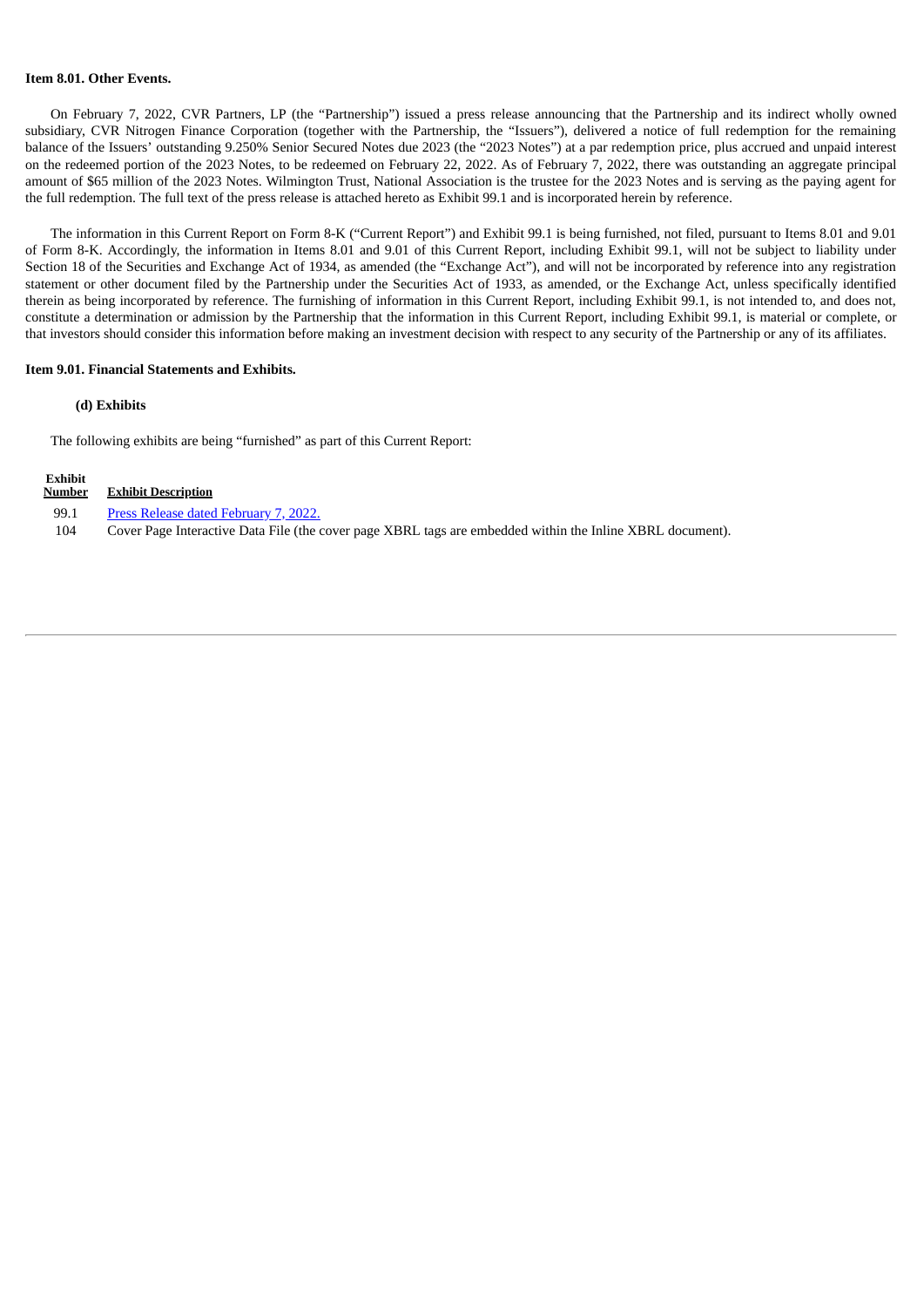**Item 8.01. Other Events.**

On February 7, 2022, CVR Partners, LP (the "Partnership") issued a press release announcing that the Partnership and its indirect wholly owned subsidiary, CVR Nitrogen Finance Corporation (together with the Partnership, the "Issuers"), delivered a notice of full redemption for the remaining balance of the Issuers' outstanding 9.250% Senior Secured Notes due 2023 (the "2023 Notes") at a par redemption price, plus accrued and unpaid interest on the redeemed portion of the 2023 Notes, to be redeemed on February 22, 2022. As of February 7, 2022, there was outstanding an aggregate principal amount of $65 million of the 2023 Notes. Wilmington Trust, National Association is the trustee for the 2023 Notes and is serving as the paying agent for the full redemption. The full text of the press release is attached hereto as Exhibit 99.1 and is incorporated herein by reference.

The information in this Current Report on Form 8-K ("Current Report") and Exhibit 99.1 is being furnished, not filed, pursuant to Items 8.01 and 9.01 of Form 8-K. Accordingly, the information in Items 8.01 and 9.01 of this Current Report, including Exhibit 99.1, will not be subject to liability under Section 18 of the Securities and Exchange Act of 1934, as amended (the "Exchange Act"), and will not be incorporated by reference into any registration statement or other document filed by the Partnership under the Securities Act of 1933, as amended, or the Exchange Act, unless specifically identified therein as being incorporated by reference. The furnishing of information in this Current Report, including Exhibit 99.1, is not intended to, and does not, constitute a determination or admission by the Partnership that the information in this Current Report, including Exhibit 99.1, is material or complete, or that investors should consider this information before making an investment decision with respect to any security of the Partnership or any of its affiliates.

**Item 9.01. Financial Statements and Exhibits.**

**(d) Exhibits**

The following exhibits are being "furnished" as part of this Current Report:

| Exhibit Number | Exhibit Description |
|---|---|
| 99.1 | Press Release dated February 7, 2022. |
| 104 | Cover Page Interactive Data File (the cover page XBRL tags are embedded within the Inline XBRL document). |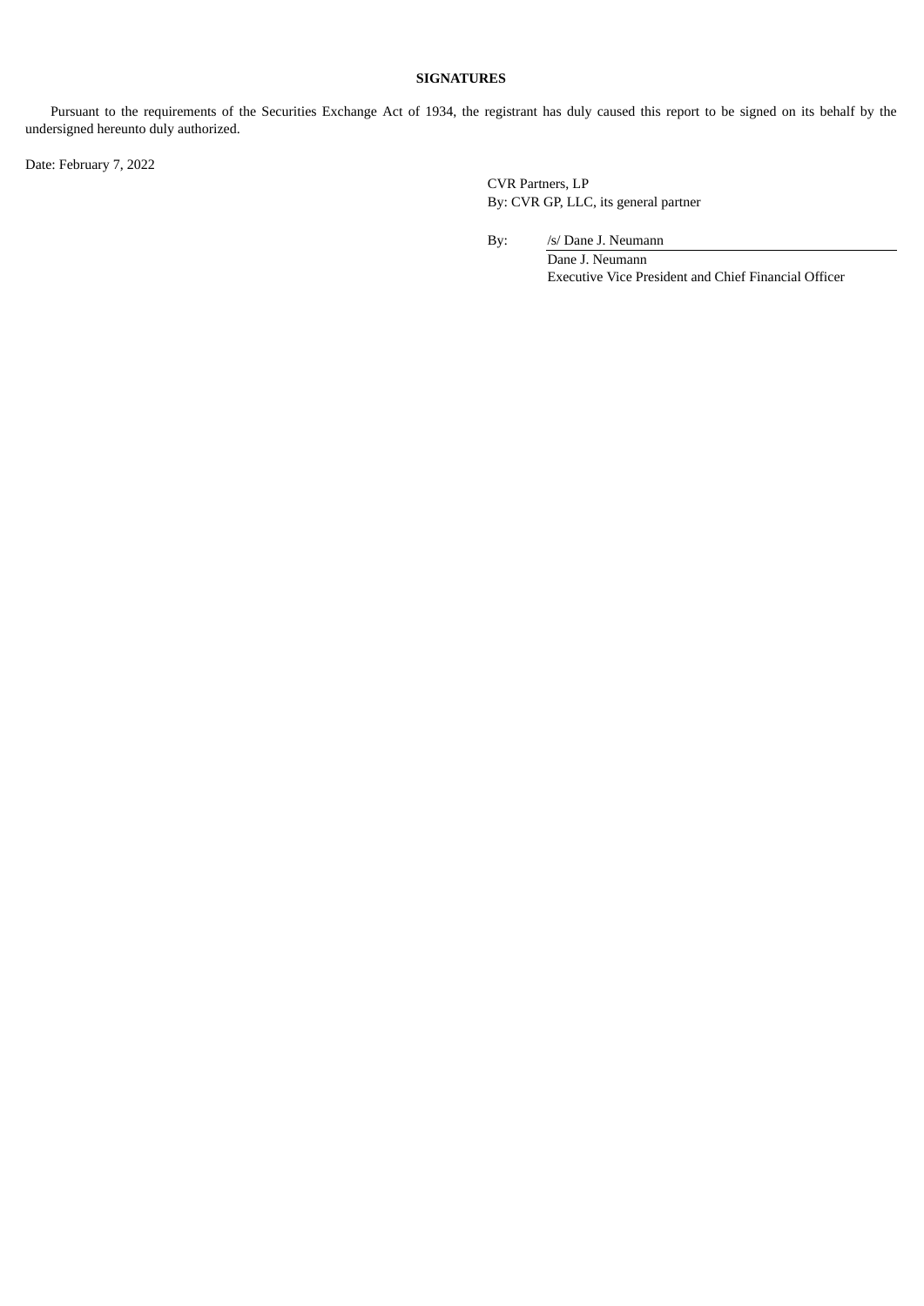**SIGNATURES**

Pursuant to the requirements of the Securities Exchange Act of 1934, the registrant has duly caused this report to be signed on its behalf by the undersigned hereunto duly authorized.

Date: February 7, 2022

CVR Partners, LP
By: CVR GP, LLC, its general partner

By: /s/ Dane J. Neumann
Dane J. Neumann
Executive Vice President and Chief Financial Officer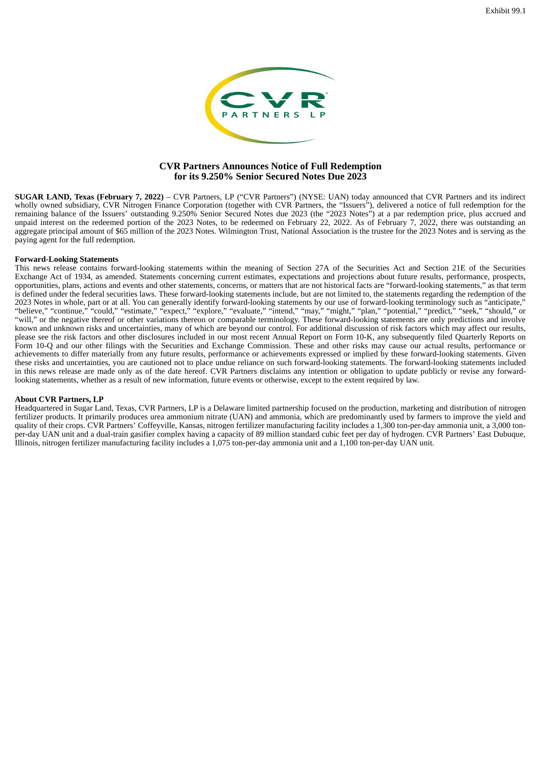Exhibit 99.1

# CVR Partners Announces Notice of Full Redemption for its 9.250% Senior Secured Notes Due 2023

**SUGAR LAND, Texas (February 7, 2022)** – CVR Partners, LP ("CVR Partners") (NYSE: UAN) today announced that CVR Partners and its indirect wholly owned subsidiary, CVR Nitrogen Finance Corporation (together with CVR Partners, the "Issuers"), delivered a notice of full redemption for the remaining balance of the Issuers' outstanding 9.250% Senior Secured Notes due 2023 (the "2023 Notes") at a par redemption price, plus accrued and unpaid interest on the redeemed portion of the 2023 Notes, to be redeemed on February 22, 2022. As of February 7, 2022, there was outstanding an aggregate principal amount of $65 million of the 2023 Notes. Wilmington Trust, National Association is the trustee for the 2023 Notes and is serving as the paying agent for the full redemption.

**Forward-Looking Statements**

This news release contains forward-looking statements within the meaning of Section 27A of the Securities Act and Section 21E of the Securities Exchange Act of 1934, as amended. Statements concerning current estimates, expectations and projections about future results, performance, prospects, opportunities, plans, actions and events and other statements, concerns, or matters that are not historical facts are "forward-looking statements," as that term is defined under the federal securities laws. These forward-looking statements include, but are not limited to, the statements regarding the redemption of the 2023 Notes in whole, part or at all. You can generally identify forward-looking statements by our use of forward-looking terminology such as "anticipate," "believe," "continue," "could," "estimate," "expect," "explore," "evaluate," "intend," "may," "might," "plan," "potential," "predict," "seek," "should," or "will," or the negative thereof or other variations thereon or comparable terminology. These forward-looking statements are only predictions and involve known and unknown risks and uncertainties, many of which are beyond our control. For additional discussion of risk factors which may affect our results, please see the risk factors and other disclosures included in our most recent Annual Report on Form 10-K, any subsequently filed Quarterly Reports on Form 10-Q and our other filings with the Securities and Exchange Commission. These and other risks may cause our actual results, performance or achievements to differ materially from any future results, performance or achievements expressed or implied by these forward-looking statements. Given these risks and uncertainties, you are cautioned not to place undue reliance on such forward-looking statements. The forward-looking statements included in this news release are made only as of the date hereof. CVR Partners disclaims any intention or obligation to update publicly or revise any forward-looking statements, whether as a result of new information, future events or otherwise, except to the extent required by law.

**About CVR Partners, LP**

Headquartered in Sugar Land, Texas, CVR Partners, LP is a Delaware limited partnership focused on the production, marketing and distribution of nitrogen fertilizer products. It primarily produces urea ammonium nitrate (UAN) and ammonia, which are predominantly used by farmers to improve the yield and quality of their crops. CVR Partners' Coffeyville, Kansas, nitrogen fertilizer manufacturing facility includes a 1,300 ton-per-day ammonia unit, a 3,000 ton-per-day UAN unit and a dual-train gasifier complex having a capacity of 89 million standard cubic feet per day of hydrogen. CVR Partners' East Dubuque, Illinois, nitrogen fertilizer manufacturing facility includes a 1,075 ton-per-day ammonia unit and a 1,100 ton-per-day UAN unit.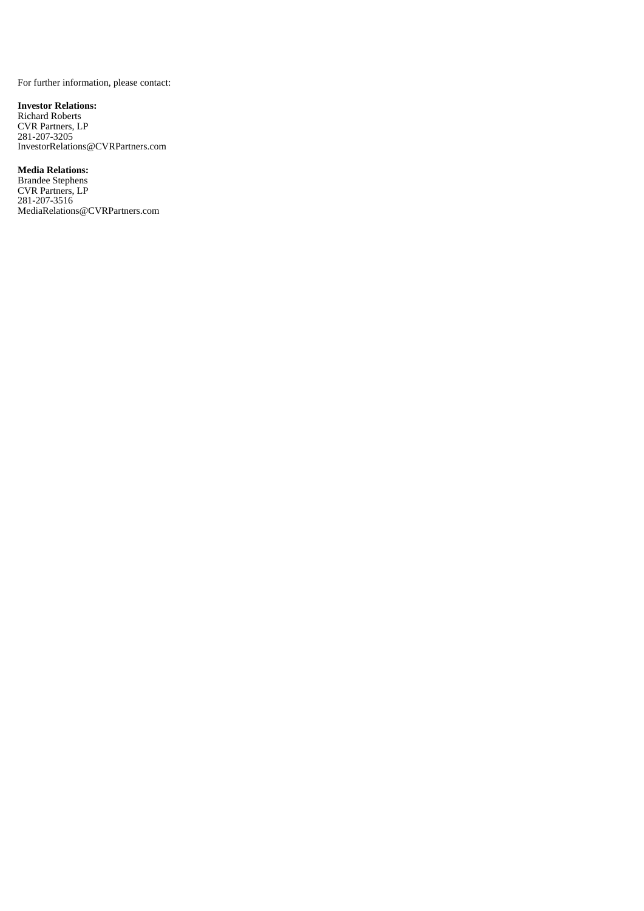For further information, please contact:

**Investor Relations:**
Richard Roberts
CVR Partners, LP
281-207-3205
InvestorRelations@CVRPartners.com

**Media Relations:**
Brandee Stephens
CVR Partners, LP
281-207-3516
MediaRelations@CVRPartners.com